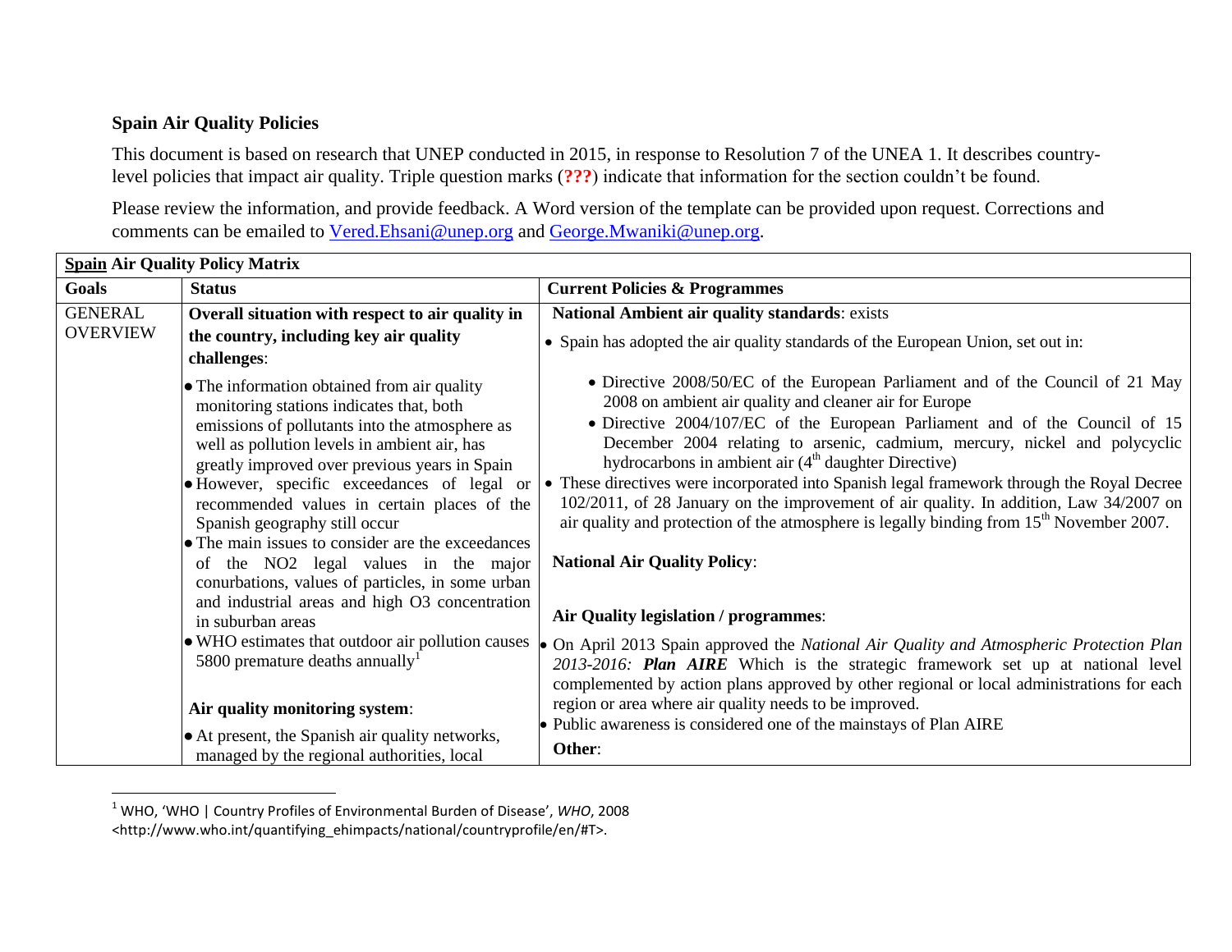**Spain Air Quality Policies**

This document is based on research that UNEP conducted in 2015, in response to Resolution 7 of the UNEA 1. It describes country-level policies that impact air quality. Triple question marks (**???**) indicate that information for the section couldn't be found.

Please review the information, and provide feedback. A Word version of the template can be provided upon request. Corrections and comments can be emailed to Vered.Ehsani@unep.org and George.Mwaniki@unep.org.

| **Spain Air Quality Policy Matrix** | | |
|---|---|---|
| **Goals** | **Status** | **Current Policies & Programmes** |
| GENERAL OVERVIEW | **Overall situation with respect to air quality in the country, including key air quality challenges**:<br>• The information obtained from air quality monitoring stations indicates that, both emissions of pollutants into the atmosphere as well as pollution levels in ambient air, has greatly improved over previous years in Spain<br>• However, specific exceedances of legal or recommended values in certain places of the Spanish geography still occur<br>• The main issues to consider are the exceedances of the NO2 legal values in the major conurbations, values of particles, in some urban and industrial areas and high O3 concentration in suburban areas<br>• WHO estimates that outdoor air pollution causes 5800 premature deaths annually[1]<br><br>**Air quality monitoring system**:<br>• At present, the Spanish air quality networks, managed by the regional authorities, local | **National Ambient air quality standards**: exists<br>• Spain has adopted the air quality standards of the European Union, set out in:<br>• Directive 2008/50/EC of the European Parliament and of the Council of 21 May 2008 on ambient air quality and cleaner air for Europe<br>• Directive 2004/107/EC of the European Parliament and of the Council of 15 December 2004 relating to arsenic, cadmium, mercury, nickel and polycyclic hydrocarbons in ambient air (4th daughter Directive)<br>• These directives were incorporated into Spanish legal framework through the Royal Decree 102/2011, of 28 January on the improvement of air quality. In addition, Law 34/2007 on air quality and protection of the atmosphere is legally binding from 15th November 2007.<br><br>**National Air Quality Policy**:<br><br>**Air Quality legislation / programmes**:<br>• On April 2013 Spain approved the *National Air Quality and Atmospheric Protection Plan 2013-2016: **Plan AIRE*** Which is the strategic framework set up at national level complemented by action plans approved by other regional or local administrations for each region or area where air quality needs to be improved.<br>• Public awareness is considered one of the mainstays of Plan AIRE<br>**Other**: |

[1] WHO, 'WHO | Country Profiles of Environmental Burden of Disease', *WHO*, 2008 <http://www.who.int/quantifying_ehimpacts/national/countryprofile/en/#T>.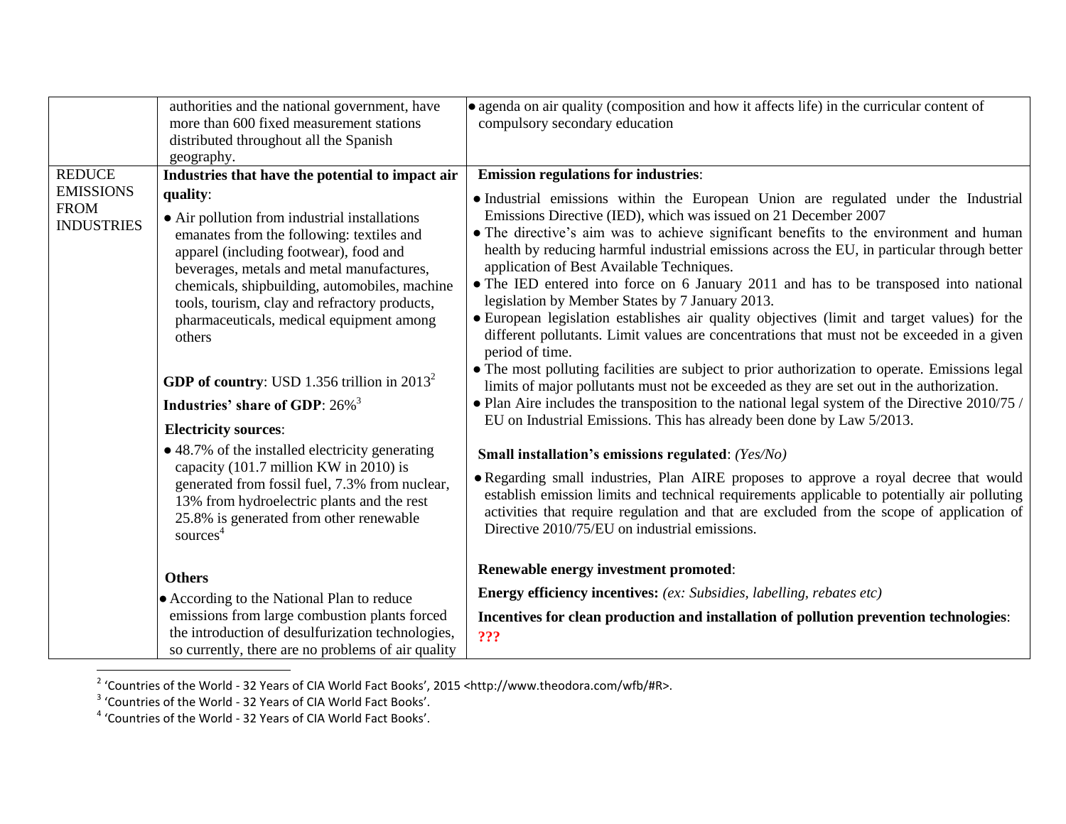| | | |
|---|---|---|
| | authorities and the national government, have more than 600 fixed measurement stations distributed throughout all the Spanish geography. | • agenda on air quality (composition and how it affects life) in the curricular content of compulsory secondary education |
| REDUCE EMISSIONS FROM INDUSTRIES | **Industries that have the potential to impact air quality**:<br>• Air pollution from industrial installations emanates from the following: textiles and apparel (including footwear), food and beverages, metals and metal manufactures, chemicals, shipbuilding, automobiles, machine tools, tourism, clay and refractory products, pharmaceuticals, medical equipment among others<br><br>**GDP of country**: USD 1.356 trillion in 2013[2]<br>**Industries' share of GDP**: 26%[3]<br>**Electricity sources**:<br>• 48.7% of the installed electricity generating capacity (101.7 million KW in 2010) is generated from fossil fuel, 7.3% from nuclear, 13% from hydroelectric plants and the rest 25.8% is generated from other renewable sources[4]<br><br>**Others**<br>• According to the National Plan to reduce emissions from large combustion plants forced the introduction of desulfurization technologies, so currently, there are no problems of air quality | **Emission regulations for industries**:<br>• Industrial emissions within the European Union are regulated under the Industrial Emissions Directive (IED), which was issued on 21 December 2007<br>• The directive's aim was to achieve significant benefits to the environment and human health by reducing harmful industrial emissions across the EU, in particular through better application of Best Available Techniques.<br>• The IED entered into force on 6 January 2011 and has to be transposed into national legislation by Member States by 7 January 2013.<br>• European legislation establishes air quality objectives (limit and target values) for the different pollutants. Limit values are concentrations that must not be exceeded in a given period of time.<br>• The most polluting facilities are subject to prior authorization to operate. Emissions legal limits of major pollutants must not be exceeded as they are set out in the authorization.<br>• Plan Aire includes the transposition to the national legal system of the Directive 2010/75 / EU on Industrial Emissions. This has already been done by Law 5/2013.<br><br>**Small installation's emissions regulated**: *(Yes/No)*<br>• Regarding small industries, Plan AIRE proposes to approve a royal decree that would establish emission limits and technical requirements applicable to potentially air polluting activities that require regulation and that are excluded from the scope of application of Directive 2010/75/EU on industrial emissions.<br><br>**Renewable energy investment promoted**:<br>**Energy efficiency incentives:** *(ex: Subsidies, labelling, rebates etc)*<br>**Incentives for clean production and installation of pollution prevention technologies**: **???** |

[2] 'Countries of the World - 32 Years of CIA World Fact Books', 2015 <http://www.theodora.com/wfb/#R>.

[3] 'Countries of the World - 32 Years of CIA World Fact Books'.

[4] 'Countries of the World - 32 Years of CIA World Fact Books'.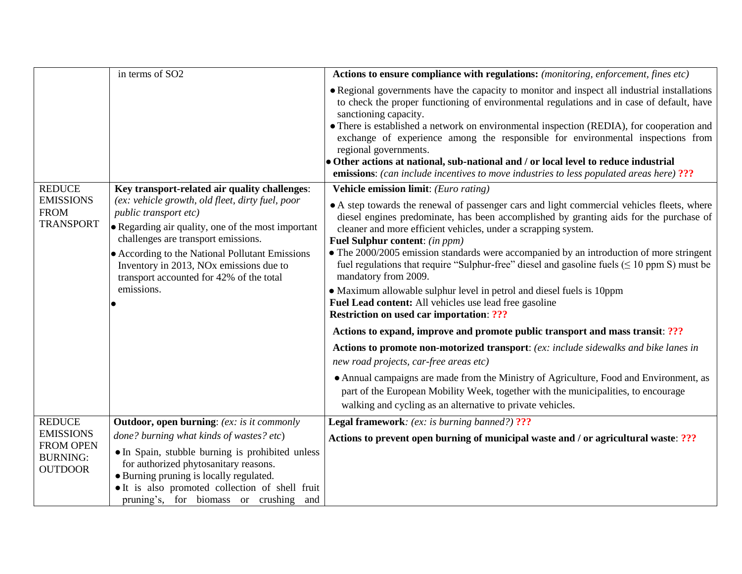| | | |
|---|---|---|
| | in terms of $SO_2$ | **Actions to ensure compliance with regulations:** *(monitoring, enforcement, fines etc)*<br>• Regional governments have the capacity to monitor and inspect all industrial installations to check the proper functioning of environmental regulations and in case of default, have sanctioning capacity.<br>• There is established a network on environmental inspection (REDIA), for cooperation and exchange of experience among the responsible for environmental inspections from regional governments.<br>• **Other actions at national, sub-national and / or local level to reduce industrial emissions**: *(can include incentives to move industries to less populated areas here)* **???** |
| REDUCE EMISSIONS FROM TRANSPORT | **Key transport-related air quality challenges**: *(ex: vehicle growth, old fleet, dirty fuel, poor public transport etc)*<br>• Regarding air quality, one of the most important challenges are transport emissions.<br>• According to the National Pollutant Emissions Inventory in 2013, NOx emissions due to transport accounted for 42% of the total emissions.<br>• | **Vehicle emission limit**: *(Euro rating)*<br>• A step towards the renewal of passenger cars and light commercial vehicles fleets, where diesel engines predominate, has been accomplished by granting aids for the purchase of cleaner and more efficient vehicles, under a scrapping system.<br>**Fuel Sulphur content**: *(in ppm)*<br>• The 2000/2005 emission standards were accompanied by an introduction of more stringent fuel regulations that require "Sulphur-free" diesel and gasoline fuels ($\leq$ 10 ppm S) must be mandatory from 2009.<br>• Maximum allowable sulphur level in petrol and diesel fuels is 10ppm<br>**Fuel Lead content:** All vehicles use lead free gasoline<br>**Restriction on used car importation**: **???**<br>**Actions to expand, improve and promote public transport and mass transit**: **???**<br>**Actions to promote non-motorized transport**: *(ex: include sidewalks and bike lanes in new road projects, car-free areas etc)*<br>• Annual campaigns are made from the Ministry of Agriculture, Food and Environment, as part of the European Mobility Week, together with the municipalities, to encourage walking and cycling as an alternative to private vehicles. |
| REDUCE EMISSIONS FROM OPEN BURNING: OUTDOOR | **Outdoor, open burning**: *(ex: is it commonly done? burning what kinds of wastes? etc)*<br>• In Spain, stubble burning is prohibited unless for authorized phytosanitary reasons.<br>• Burning pruning is locally regulated.<br>• It is also promoted collection of shell fruit pruning's, for biomass or crushing and | **Legal framework**: *(ex: is burning banned?)* **???**<br>**Actions to prevent open burning of municipal waste and / or agricultural waste**: **???** |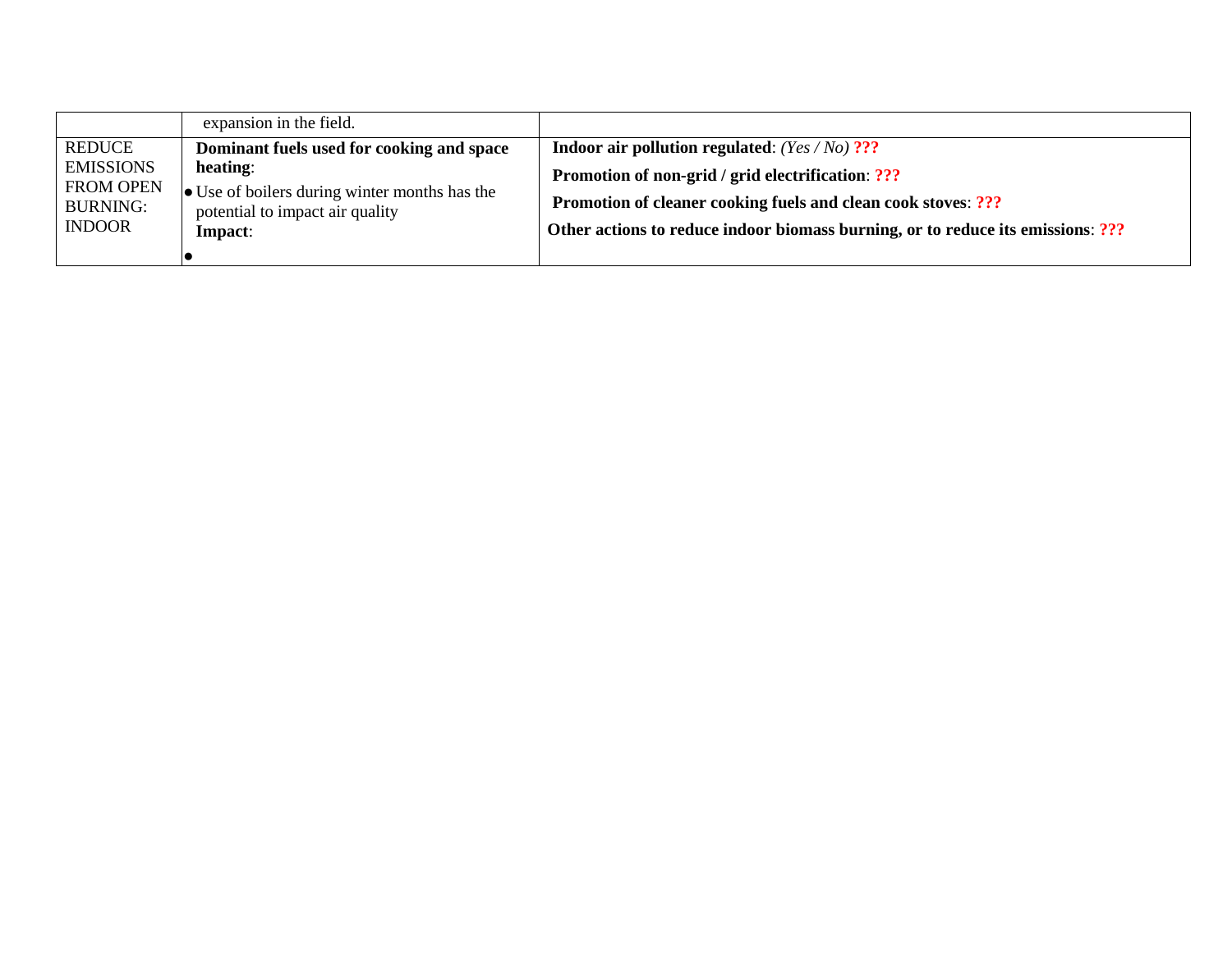| | | |
|---|---|---|
| | expansion in the field. | |
| REDUCE EMISSIONS FROM OPEN BURNING: INDOOR | **Dominant fuels used for cooking and space heating**:<br>• Use of boilers during winter months has the potential to impact air quality<br>**Impact**:<br>• | **Indoor air pollution regulated**: *(Yes / No)* **???**<br>**Promotion of non-grid / grid electrification**: **???**<br>**Promotion of cleaner cooking fuels and clean cook stoves**: **???**<br>**Other actions to reduce indoor biomass burning, or to reduce its emissions**: **???** |